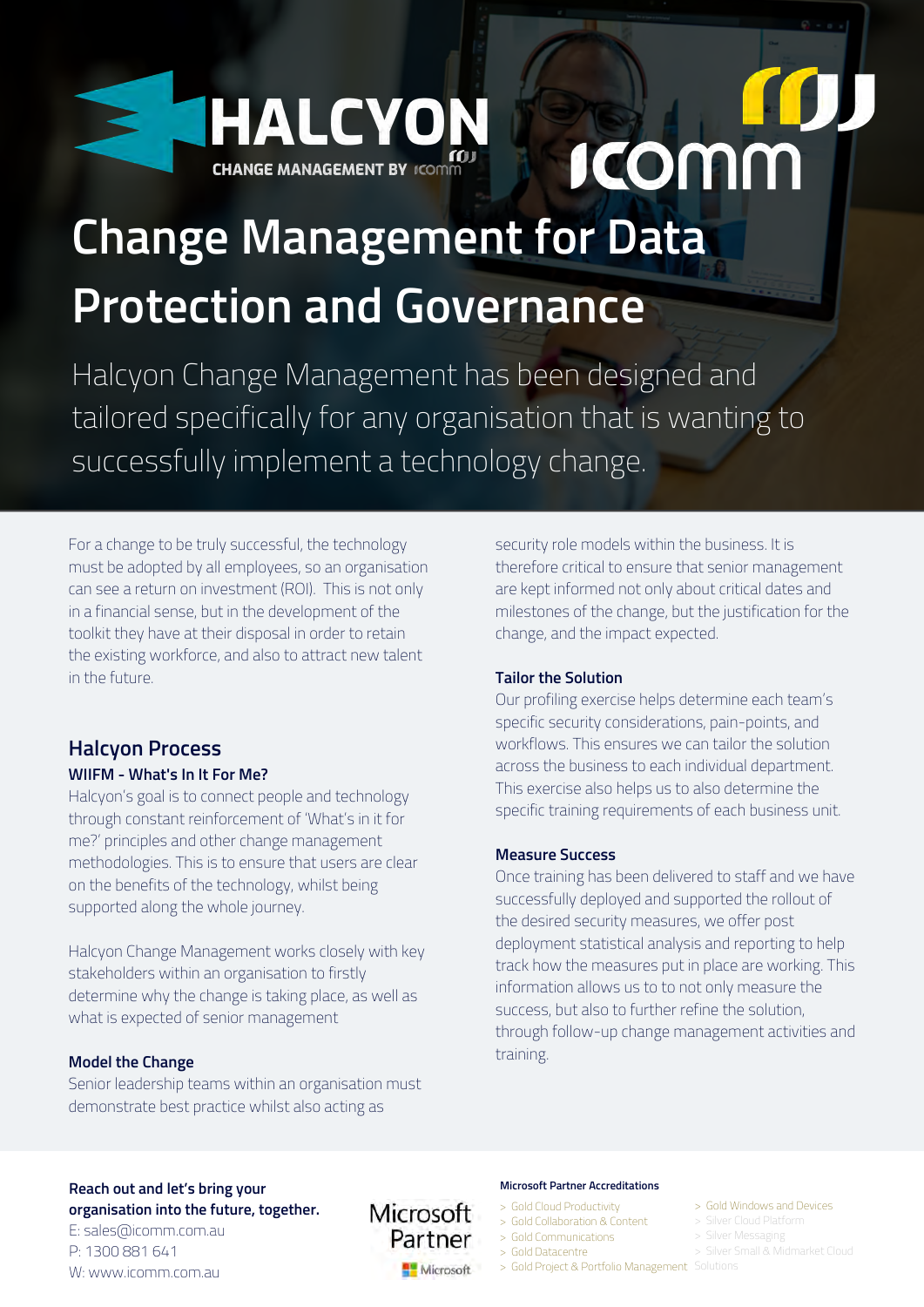HALCYON

CHANGE MANAGEMENT BY icomm

icomm

# Change Management for Data Protection and Governance

Halcyon Change Management has been designed and tailored specifically for any organisation that is wanting to successfully implement a technology change.

For a change to be truly successful, the technology must be adopted by all employees, so an organisation can see a return on investment (ROI). This is not only in a financial sense, but in the development of the toolkit they have at their disposal in order to retain the existing workforce, and also to attract new talent in the future.

## Halcyon Process

### WIIFM - What's In It For Me?

Halcyon's goal is to connect people and technology through constant reinforcement of 'What's in it for me?' principles and other change management methodologies. This is to ensure that users are clear on the benefits of the technology, whilst being supported along the whole journey.

Halcyon Change Management works closely with key stakeholders within an organisation to firstly determine why the change is taking place, as well as what is expected of senior management

### Model the Change

Senior leadership teams within an organisation must demonstrate best practice whilst also acting as security role models within the business. It is therefore critical to ensure that senior management are kept informed not only about critical dates and milestones of the change, but the justification for the change, and the impact expected.

### Tailor the Solution

Our profiling exercise helps determine each team's specific security considerations, pain-points, and workflows. This ensures we can tailor the solution across the business to each individual department. This exercise also helps us to also determine the specific training requirements of each business unit.

### Measure Success

Once training has been delivered to staff and we have successfully deployed and supported the rollout of the desired security measures, we offer post deployment statistical analysis and reporting to help track how the measures put in place are working. This information allows us to to not only measure the success, but also to further refine the solution, through follow-up change management activities and training.

**Reach out and let's bring your organisation into the future, together.**

E: sales@icomm.com.au
P: 1300 881 641
W: www.icomm.com.au

Microsoft Partner

**Microsoft Partner Accreditations**

- > Gold Cloud Productivity
- > Gold Collaboration & Content
- > Gold Communications
- > Gold Datacentre
- > Gold Project & Portfolio Management
- > Gold Windows and Devices
- > Silver Cloud Platform
- > Silver Messaging
- > Silver Small & Midmarket Cloud Solutions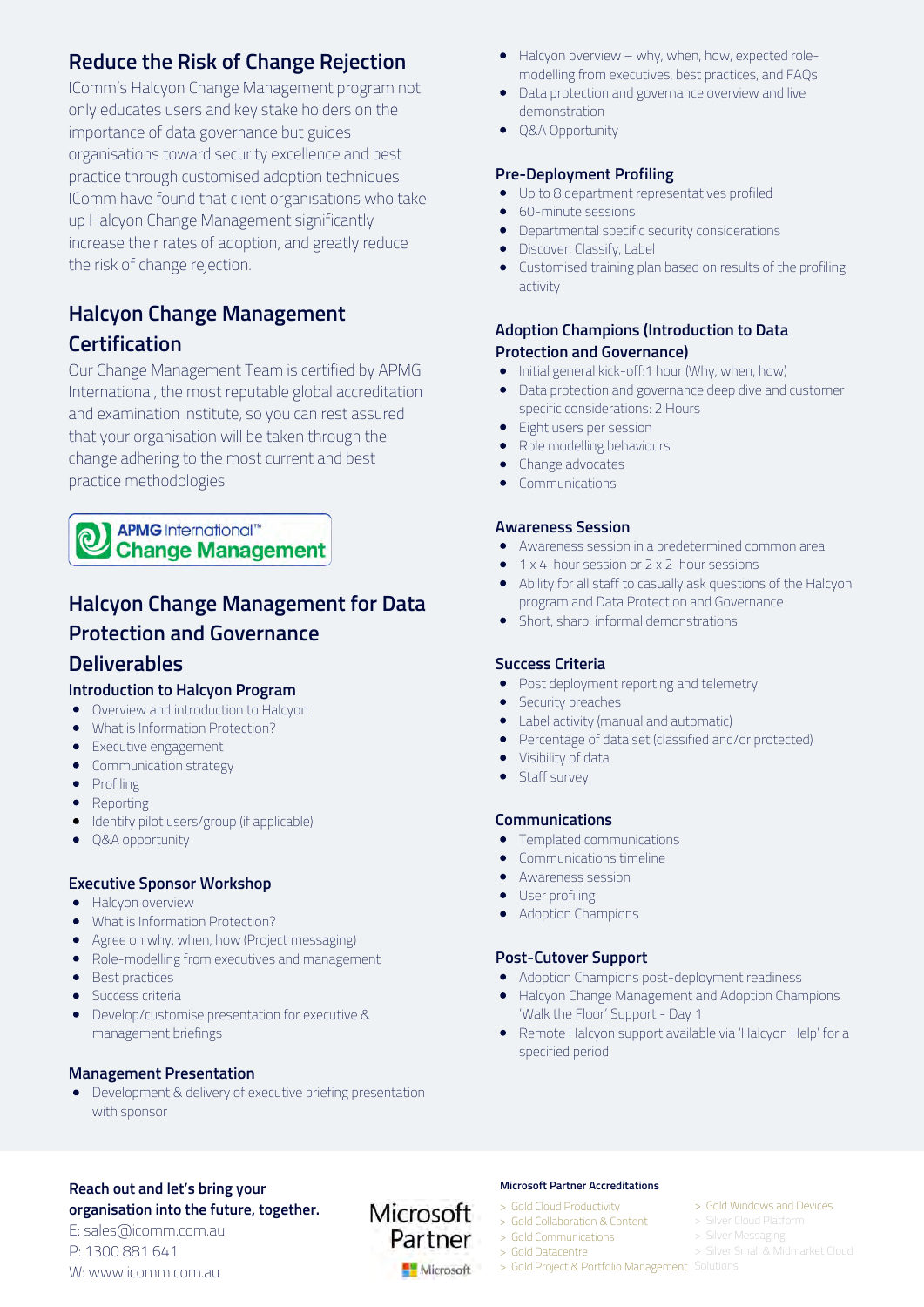## Reduce the Risk of Change Rejection

IComm's Halcyon Change Management program not only educates users and key stake holders on the importance of data governance but guides organisations toward security excellence and best practice through customised adoption techniques. IComm have found that client organisations who take up Halcyon Change Management significantly increase their rates of adoption, and greatly reduce the risk of change rejection.

## Halcyon Change Management Certification

Our Change Management Team is certified by APMG International, the most reputable global accreditation and examination institute, so you can rest assured that your organisation will be taken through the change adhering to the most current and best practice methodologies

APMG International™ Change Management

## Halcyon Change Management for Data Protection and Governance Deliverables

### Introduction to Halcyon Program

- Overview and introduction to Halcyon
- What is Information Protection?
- Executive engagement
- Communication strategy
- Profiling
- Reporting
- Identify pilot users/group (if applicable)
- Q&A opportunity

### Executive Sponsor Workshop

- Halcyon overview
- What is Information Protection?
- Agree on why, when, how (Project messaging)
- Role-modelling from executives and management
- Best practices
- Success criteria
- Develop/customise presentation for executive & management briefings

### Management Presentation

- Development & delivery of executive briefing presentation with sponsor
- Halcyon overview – why, when, how, expected role-modelling from executives, best practices, and FAQs
- Data protection and governance overview and live demonstration
- Q&A Opportunity

### Pre-Deployment Profiling

- Up to 8 department representatives profiled
- 60-minute sessions
- Departmental specific security considerations
- Discover, Classify, Label
- Customised training plan based on results of the profiling activity

### Adoption Champions (Introduction to Data Protection and Governance)

- Initial general kick-off:1 hour (Why, when, how)
- Data protection and governance deep dive and customer specific considerations: 2 Hours
- Eight users per session
- Role modelling behaviours
- Change advocates
- Communications

### Awareness Session

- Awareness session in a predetermined common area
- 1 x 4-hour session or 2 x 2-hour sessions
- Ability for all staff to casually ask questions of the Halcyon program and Data Protection and Governance
- Short, sharp, informal demonstrations

### Success Criteria

- Post deployment reporting and telemetry
- Security breaches
- Label activity (manual and automatic)
- Percentage of data set (classified and/or protected)
- Visibility of data
- Staff survey

### Communications

- Templated communications
- Communications timeline
- Awareness session
- User profiling
- Adoption Champions

### Post-Cutover Support

- Adoption Champions post-deployment readiness
- Halcyon Change Management and Adoption Champions 'Walk the Floor' Support - Day 1
- Remote Halcyon support available via 'Halcyon Help' for a specified period

**Reach out and let's bring your organisation into the future, together.**

E: sales@icomm.com.au
P: 1300 881 641
W: www.icomm.com.au

Microsoft Partner

**Microsoft Partner Accreditations**

- > Gold Cloud Productivity
- > Gold Collaboration & Content
- > Gold Communications
- > Gold Datacentre
- > Gold Project & Portfolio Management
- > Gold Windows and Devices
- > Silver Cloud Platform
- > Silver Messaging
- > Silver Small & Midmarket Cloud Solutions